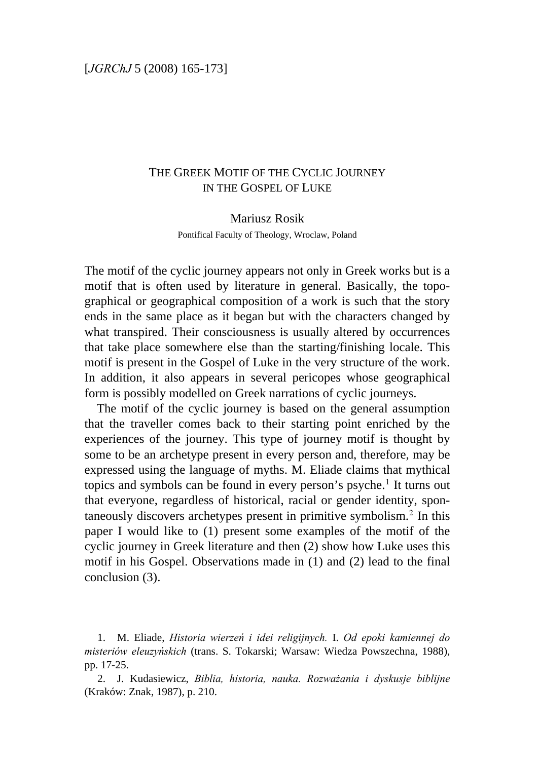[*JGRChJ* 5 (2008) 165-173]

# THE GREEK MOTIF OF THE CYCLIC JOURNEY IN THE GOSPEL OF LUKE

Mariusz Rosik

Pontifical Faculty of Theology, Wroclaw, Poland

The motif of the cyclic journey appears not only in Greek works but is a motif that is often used by literature in general. Basically, the topographical or geographical composition of a work is such that the story ends in the same place as it began but with the characters changed by what transpired. Their consciousness is usually altered by occurrences that take place somewhere else than the starting/finishing locale. This motif is present in the Gospel of Luke in the very structure of the work. In addition, it also appears in several pericopes whose geographical form is possibly modelled on Greek narrations of cyclic journeys.

The motif of the cyclic journey is based on the general assumption that the traveller comes back to their starting point enriched by the experiences of the journey. This type of journey motif is thought by some to be an archetype present in every person and, therefore, may be expressed using the language of myths. M. Eliade claims that mythical topics and symbols can be found in every person's psyche.[1] It turns out that everyone, regardless of historical, racial or gender identity, spontaneously discovers archetypes present in primitive symbolism.[2] In this paper I would like to (1) present some examples of the motif of the cyclic journey in Greek literature and then (2) show how Luke uses this motif in his Gospel. Observations made in (1) and (2) lead to the final conclusion (3).

1. M. Eliade, *Historia wierzeń i idei religijnych.* I. *Od epoki kamiennej do misteriów eleuzyńskich* (trans. S. Tokarski; Warsaw: Wiedza Powszechna, 1988), pp. 17-25.

2. J. Kudasiewicz, *Biblia, historia, nauka. Rozważania i dyskusje biblijne* (Kraków: Znak, 1987), p. 210.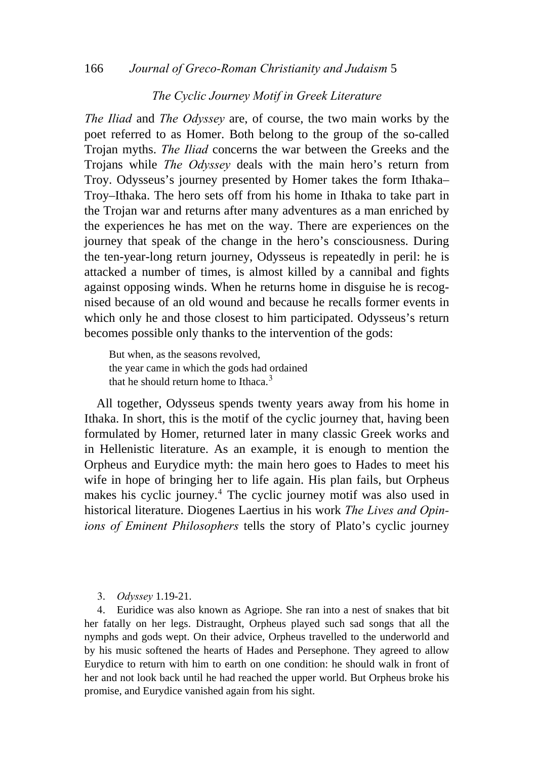### *The Cyclic Journey Motif in Greek Literature*

*The Iliad* and *The Odyssey* are, of course, the two main works by the poet referred to as Homer. Both belong to the group of the so-called Trojan myths. *The Iliad* concerns the war between the Greeks and the Trojans while *The Odyssey* deals with the main hero's return from Troy. Odysseus's journey presented by Homer takes the form Ithaka–Troy–Ithaka. The hero sets off from his home in Ithaka to take part in the Trojan war and returns after many adventures as a man enriched by the experiences he has met on the way. There are experiences on the journey that speak of the change in the hero's consciousness. During the ten-year-long return journey, Odysseus is repeatedly in peril: he is attacked a number of times, is almost killed by a cannibal and fights against opposing winds. When he returns home in disguise he is recognised because of an old wound and because he recalls former events in which only he and those closest to him participated. Odysseus's return becomes possible only thanks to the intervention of the gods:

> But when, as the seasons revolved,
> the year came in which the gods had ordained
> that he should return home to Ithaca.[3]

All together, Odysseus spends twenty years away from his home in Ithaka. In short, this is the motif of the cyclic journey that, having been formulated by Homer, returned later in many classic Greek works and in Hellenistic literature. As an example, it is enough to mention the Orpheus and Eurydice myth: the main hero goes to Hades to meet his wife in hope of bringing her to life again. His plan fails, but Orpheus makes his cyclic journey.[4] The cyclic journey motif was also used in historical literature. Diogenes Laertius in his work *The Lives and Opinions of Eminent Philosophers* tells the story of Plato's cyclic journey

3. *Odyssey* 1.19-21.

4. Euridice was also known as Agriope. She ran into a nest of snakes that bit her fatally on her legs. Distraught, Orpheus played such sad songs that all the nymphs and gods wept. On their advice, Orpheus travelled to the underworld and by his music softened the hearts of Hades and Persephone. They agreed to allow Eurydice to return with him to earth on one condition: he should walk in front of her and not look back until he had reached the upper world. But Orpheus broke his promise, and Eurydice vanished again from his sight.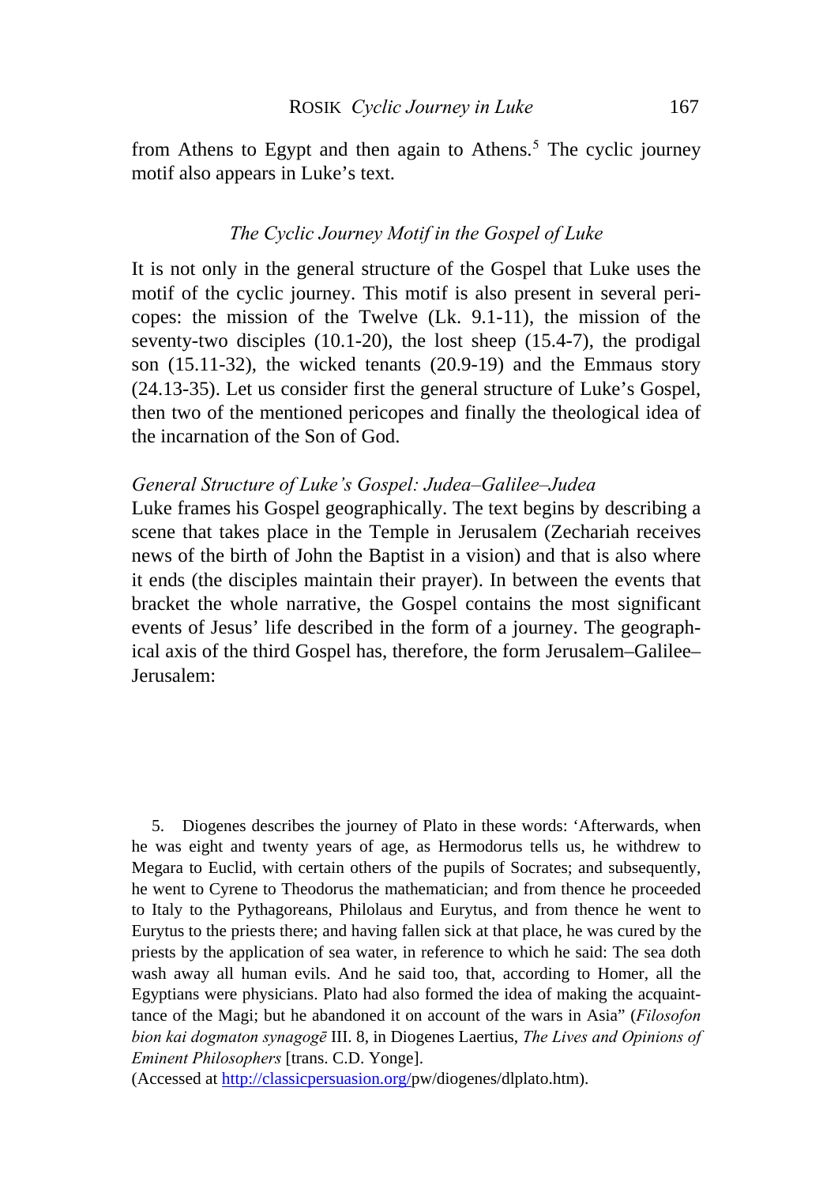from Athens to Egypt and then again to Athens.[5] The cyclic journey motif also appears in Luke's text.

## *The Cyclic Journey Motif in the Gospel of Luke*

It is not only in the general structure of the Gospel that Luke uses the motif of the cyclic journey. This motif is also present in several pericopes: the mission of the Twelve (Lk. 9.1-11), the mission of the seventy-two disciples (10.1-20), the lost sheep (15.4-7), the prodigal son (15.11-32), the wicked tenants (20.9-19) and the Emmaus story (24.13-35). Let us consider first the general structure of Luke's Gospel, then two of the mentioned pericopes and finally the theological idea of the incarnation of the Son of God.

### *General Structure of Luke's Gospel: Judea–Galilee–Judea*

Luke frames his Gospel geographically. The text begins by describing a scene that takes place in the Temple in Jerusalem (Zechariah receives news of the birth of John the Baptist in a vision) and that is also where it ends (the disciples maintain their prayer). In between the events that bracket the whole narrative, the Gospel contains the most significant events of Jesus' life described in the form of a journey. The geographical axis of the third Gospel has, therefore, the form Jerusalem–Galilee–Jerusalem:

5. Diogenes describes the journey of Plato in these words: 'Afterwards, when he was eight and twenty years of age, as Hermodorus tells us, he withdrew to Megara to Euclid, with certain others of the pupils of Socrates; and subsequently, he went to Cyrene to Theodorus the mathematician; and from thence he proceeded to Italy to the Pythagoreans, Philolaus and Eurytus, and from thence he went to Eurytus to the priests there; and having fallen sick at that place, he was cured by the priests by the application of sea water, in reference to which he said: The sea doth wash away all human evils. And he said too, that, according to Homer, all the Egyptians were physicians. Plato had also formed the idea of making the acquainttance of the Magi; but he abandoned it on account of the wars in Asia" (*Filosofon bion kai dogmaton synagogē* III. 8, in Diogenes Laertius, *The Lives and Opinions of Eminent Philosophers* [trans. C.D. Yonge].
(Accessed at http://classicpersuasion.org/pw/diogenes/dlplato.htm).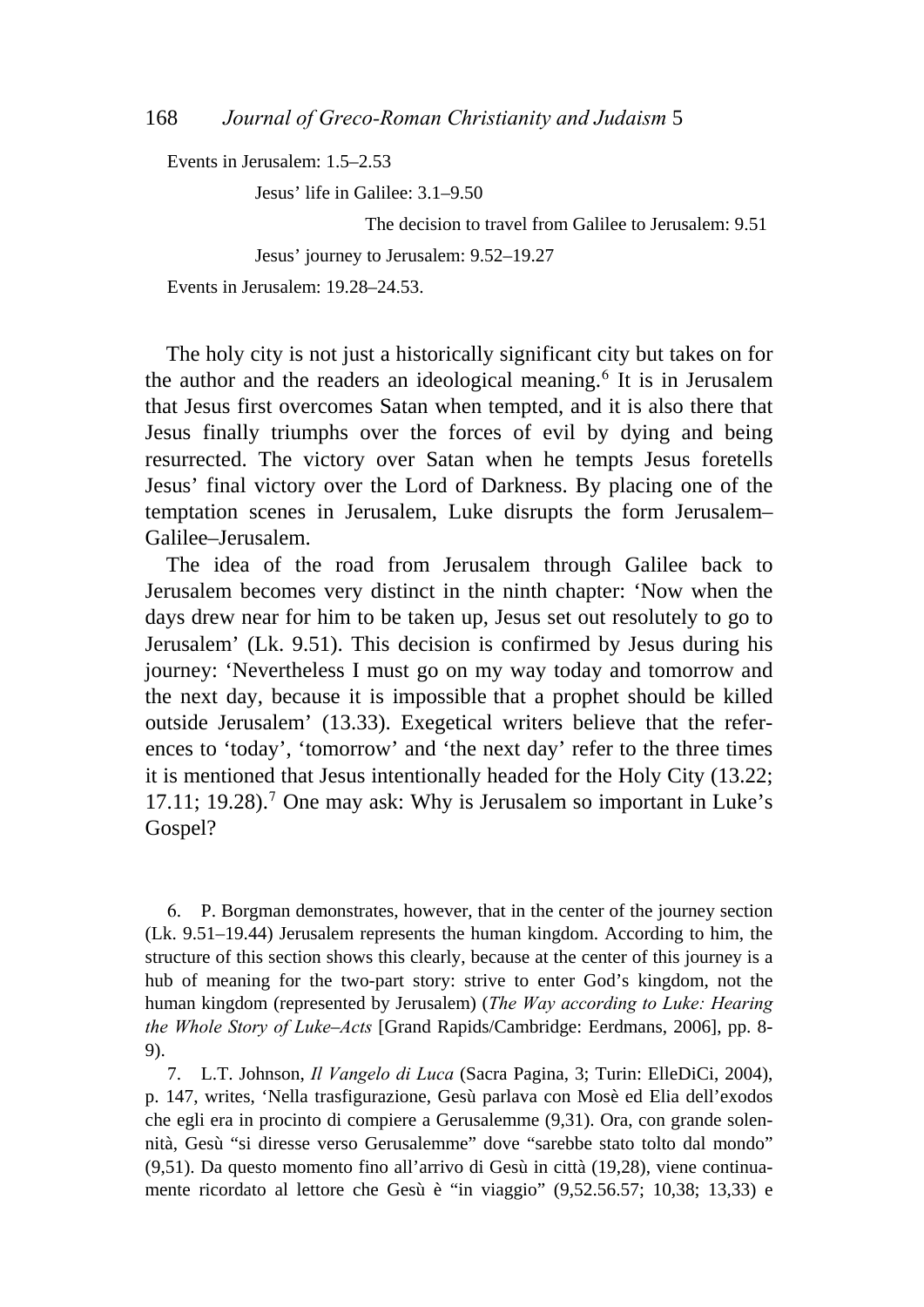Events in Jerusalem: 1.5–2.53

Jesus' life in Galilee: 3.1–9.50

The decision to travel from Galilee to Jerusalem: 9.51

Jesus' journey to Jerusalem: 9.52–19.27

Events in Jerusalem: 19.28–24.53.

The holy city is not just a historically significant city but takes on for the author and the readers an ideological meaning.[6] It is in Jerusalem that Jesus first overcomes Satan when tempted, and it is also there that Jesus finally triumphs over the forces of evil by dying and being resurrected. The victory over Satan when he tempts Jesus foretells Jesus' final victory over the Lord of Darkness. By placing one of the temptation scenes in Jerusalem, Luke disrupts the form Jerusalem–Galilee–Jerusalem.

The idea of the road from Jerusalem through Galilee back to Jerusalem becomes very distinct in the ninth chapter: 'Now when the days drew near for him to be taken up, Jesus set out resolutely to go to Jerusalem' (Lk. 9.51). This decision is confirmed by Jesus during his journey: 'Nevertheless I must go on my way today and tomorrow and the next day, because it is impossible that a prophet should be killed outside Jerusalem' (13.33). Exegetical writers believe that the references to 'today', 'tomorrow' and 'the next day' refer to the three times it is mentioned that Jesus intentionally headed for the Holy City (13.22; 17.11; 19.28).[7] One may ask: Why is Jerusalem so important in Luke's Gospel?

6. P. Borgman demonstrates, however, that in the center of the journey section (Lk. 9.51–19.44) Jerusalem represents the human kingdom. According to him, the structure of this section shows this clearly, because at the center of this journey is a hub of meaning for the two-part story: strive to enter God's kingdom, not the human kingdom (represented by Jerusalem) (*The Way according to Luke: Hearing the Whole Story of Luke–Acts* [Grand Rapids/Cambridge: Eerdmans, 2006], pp. 8-9).

7. L.T. Johnson, *Il Vangelo di Luca* (Sacra Pagina, 3; Turin: ElleDiCi, 2004), p. 147, writes, 'Nella trasfigurazione, Gesù parlava con Mosè ed Elia dell'exodos che egli era in procinto di compiere a Gerusalemme (9,31). Ora, con grande solennità, Gesù "si diresse verso Gerusalemme" dove "sarebbe stato tolto dal mondo" (9,51). Da questo momento fino all'arrivo di Gesù in città (19,28), viene continuamente ricordato al lettore che Gesù è "in viaggio" (9,52.56.57; 10,38; 13,33) e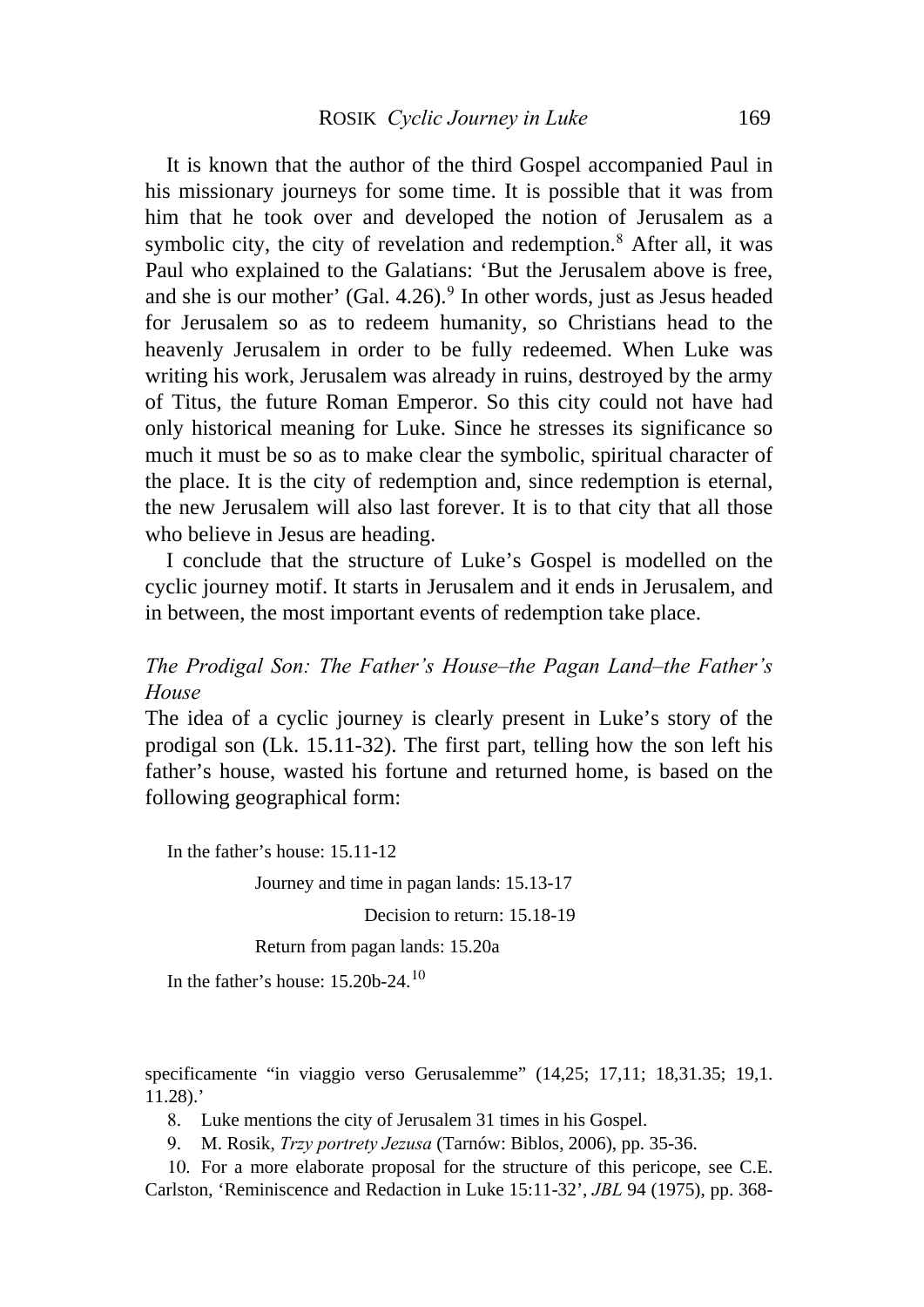It is known that the author of the third Gospel accompanied Paul in his missionary journeys for some time. It is possible that it was from him that he took over and developed the notion of Jerusalem as a symbolic city, the city of revelation and redemption.[8] After all, it was Paul who explained to the Galatians: 'But the Jerusalem above is free, and she is our mother' (Gal. 4.26).[9] In other words, just as Jesus headed for Jerusalem so as to redeem humanity, so Christians head to the heavenly Jerusalem in order to be fully redeemed. When Luke was writing his work, Jerusalem was already in ruins, destroyed by the army of Titus, the future Roman Emperor. So this city could not have had only historical meaning for Luke. Since he stresses its significance so much it must be so as to make clear the symbolic, spiritual character of the place. It is the city of redemption and, since redemption is eternal, the new Jerusalem will also last forever. It is to that city that all those who believe in Jesus are heading.

I conclude that the structure of Luke's Gospel is modelled on the cyclic journey motif. It starts in Jerusalem and it ends in Jerusalem, and in between, the most important events of redemption take place.

### *The Prodigal Son: The Father's House–the Pagan Land–the Father's House*

The idea of a cyclic journey is clearly present in Luke's story of the prodigal son (Lk. 15.11-32). The first part, telling how the son left his father's house, wasted his fortune and returned home, is based on the following geographical form:

In the father's house: 15.11-12

  Journey and time in pagan lands: 15.13-17

    Decision to return: 15.18-19

  Return from pagan lands: 15.20a

In the father's house: 15.20b-24.[10]

---

specificamente "in viaggio verso Gerusalemme" (14,25; 17,11; 18,31.35; 19,1. 11.28).'

8. Luke mentions the city of Jerusalem 31 times in his Gospel.

9. M. Rosik, *Trzy portrety Jezusa* (Tarnów: Biblos, 2006), pp. 35-36.

10. For a more elaborate proposal for the structure of this pericope, see C.E. Carlston, 'Reminiscence and Redaction in Luke 15:11-32', *JBL* 94 (1975), pp. 368-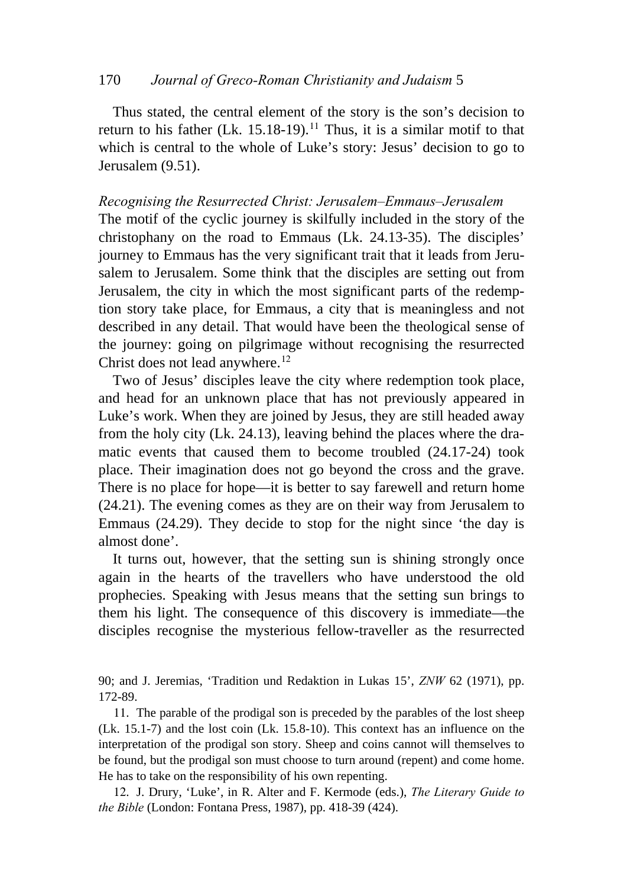Thus stated, the central element of the story is the son's decision to return to his father (Lk. 15.18-19).[11] Thus, it is a similar motif to that which is central to the whole of Luke's story: Jesus' decision to go to Jerusalem (9.51).

### *Recognising the Resurrected Christ: Jerusalem–Emmaus–Jerusalem*

The motif of the cyclic journey is skilfully included in the story of the christophany on the road to Emmaus (Lk. 24.13-35). The disciples' journey to Emmaus has the very significant trait that it leads from Jerusalem to Jerusalem. Some think that the disciples are setting out from Jerusalem, the city in which the most significant parts of the redemption story take place, for Emmaus, a city that is meaningless and not described in any detail. That would have been the theological sense of the journey: going on pilgrimage without recognising the resurrected Christ does not lead anywhere.[12]

Two of Jesus' disciples leave the city where redemption took place, and head for an unknown place that has not previously appeared in Luke's work. When they are joined by Jesus, they are still headed away from the holy city (Lk. 24.13), leaving behind the places where the dramatic events that caused them to become troubled (24.17-24) took place. Their imagination does not go beyond the cross and the grave. There is no place for hope—it is better to say farewell and return home (24.21). The evening comes as they are on their way from Jerusalem to Emmaus (24.29). They decide to stop for the night since 'the day is almost done'.

It turns out, however, that the setting sun is shining strongly once again in the hearts of the travellers who have understood the old prophecies. Speaking with Jesus means that the setting sun brings to them his light. The consequence of this discovery is immediate—the disciples recognise the mysterious fellow-traveller as the resurrected

90; and J. Jeremias, 'Tradition und Redaktion in Lukas 15', *ZNW* 62 (1971), pp. 172-89.

11. The parable of the prodigal son is preceded by the parables of the lost sheep (Lk. 15.1-7) and the lost coin (Lk. 15.8-10). This context has an influence on the interpretation of the prodigal son story. Sheep and coins cannot will themselves to be found, but the prodigal son must choose to turn around (repent) and come home. He has to take on the responsibility of his own repenting.

12. J. Drury, 'Luke', in R. Alter and F. Kermode (eds.), *The Literary Guide to the Bible* (London: Fontana Press, 1987), pp. 418-39 (424).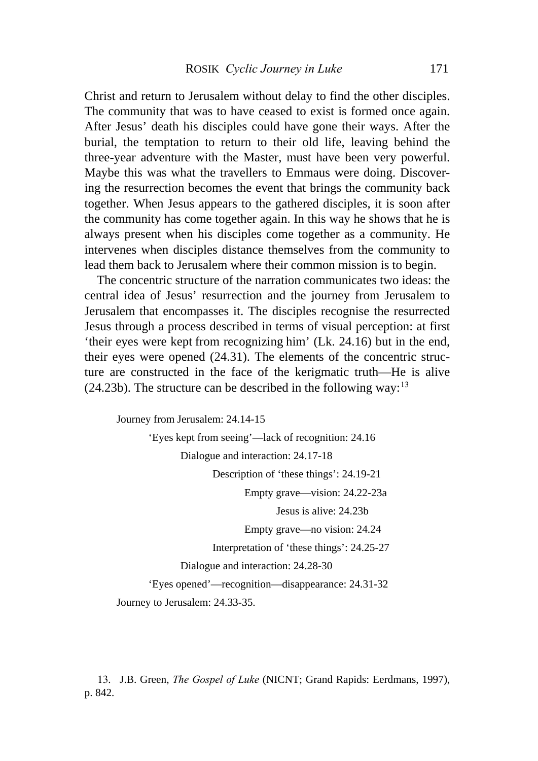Christ and return to Jerusalem without delay to find the other disciples. The community that was to have ceased to exist is formed once again. After Jesus' death his disciples could have gone their ways. After the burial, the temptation to return to their old life, leaving behind the three-year adventure with the Master, must have been very powerful. Maybe this was what the travellers to Emmaus were doing. Discovering the resurrection becomes the event that brings the community back together. When Jesus appears to the gathered disciples, it is soon after the community has come together again. In this way he shows that he is always present when his disciples come together as a community. He intervenes when disciples distance themselves from the community to lead them back to Jerusalem where their common mission is to begin.

The concentric structure of the narration communicates two ideas: the central idea of Jesus' resurrection and the journey from Jerusalem to Jerusalem that encompasses it. The disciples recognise the resurrected Jesus through a process described in terms of visual perception: at first 'their eyes were kept from recognizing him' (Lk. 24.16) but in the end, their eyes were opened (24.31). The elements of the concentric structure are constructed in the face of the kerigmatic truth—He is alive (24.23b). The structure can be described in the following way:[13]

Journey from Jerusalem: 24.14-15

    'Eyes kept from seeing'—lack of recognition: 24.16

        Dialogue and interaction: 24.17-18

            Description of 'these things': 24.19-21

                Empty grave—vision: 24.22-23a

                    Jesus is alive: 24.23b

                Empty grave—no vision: 24.24

            Interpretation of 'these things': 24.25-27

        Dialogue and interaction: 24.28-30

    'Eyes opened'—recognition—disappearance: 24.31-32

Journey to Jerusalem: 24.33-35.

13. J.B. Green, *The Gospel of Luke* (NICNT; Grand Rapids: Eerdmans, 1997), p. 842.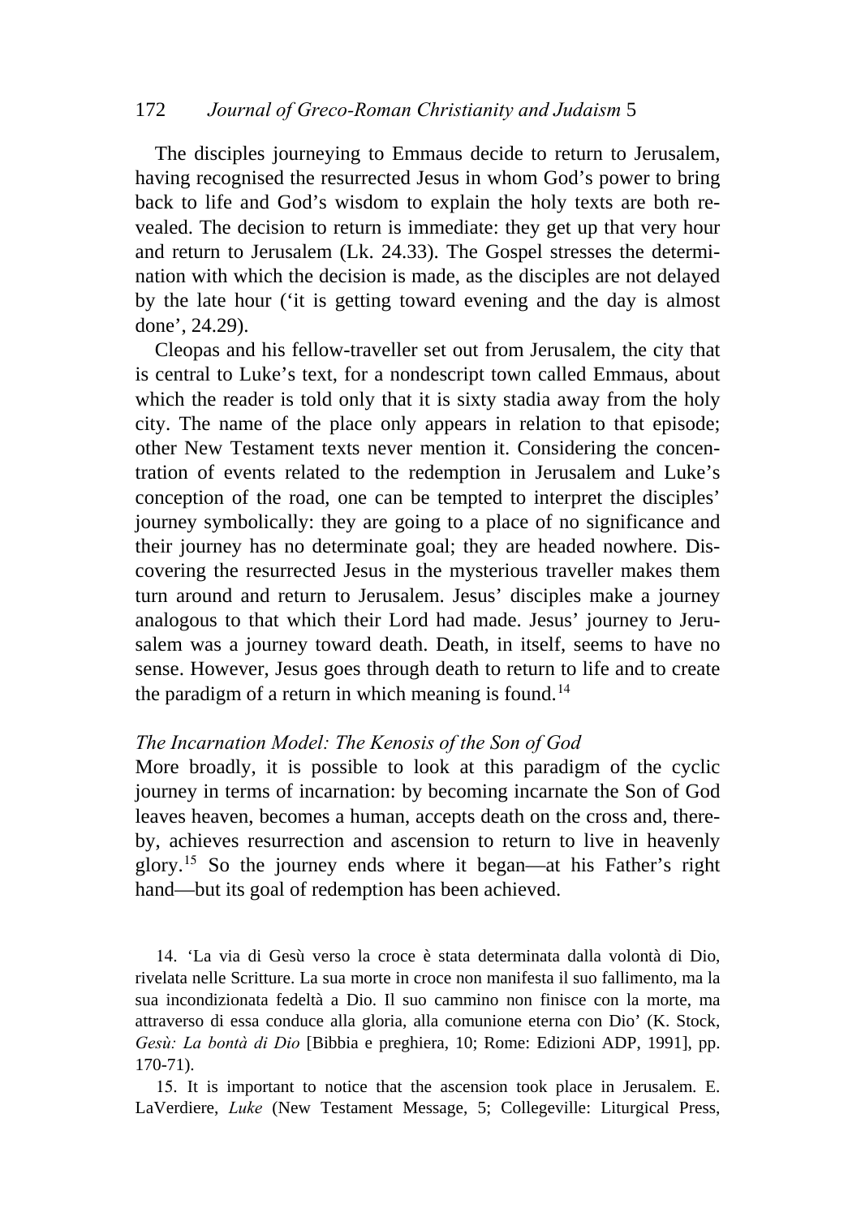The disciples journeying to Emmaus decide to return to Jerusalem, having recognised the resurrected Jesus in whom God's power to bring back to life and God's wisdom to explain the holy texts are both revealed. The decision to return is immediate: they get up that very hour and return to Jerusalem (Lk. 24.33). The Gospel stresses the determination with which the decision is made, as the disciples are not delayed by the late hour ('it is getting toward evening and the day is almost done', 24.29).

Cleopas and his fellow-traveller set out from Jerusalem, the city that is central to Luke's text, for a nondescript town called Emmaus, about which the reader is told only that it is sixty stadia away from the holy city. The name of the place only appears in relation to that episode; other New Testament texts never mention it. Considering the concentration of events related to the redemption in Jerusalem and Luke's conception of the road, one can be tempted to interpret the disciples' journey symbolically: they are going to a place of no significance and their journey has no determinate goal; they are headed nowhere. Discovering the resurrected Jesus in the mysterious traveller makes them turn around and return to Jerusalem. Jesus' disciples make a journey analogous to that which their Lord had made. Jesus' journey to Jerusalem was a journey toward death. Death, in itself, seems to have no sense. However, Jesus goes through death to return to life and to create the paradigm of a return in which meaning is found.[14]

### *The Incarnation Model: The Kenosis of the Son of God*

More broadly, it is possible to look at this paradigm of the cyclic journey in terms of incarnation: by becoming incarnate the Son of God leaves heaven, becomes a human, accepts death on the cross and, thereby, achieves resurrection and ascension to return to live in heavenly glory.[15] So the journey ends where it began—at his Father's right hand—but its goal of redemption has been achieved.

14. 'La via di Gesù verso la croce è stata determinata dalla volontà di Dio, rivelata nelle Scritture. La sua morte in croce non manifesta il suo fallimento, ma la sua incondizionata fedeltà a Dio. Il suo cammino non finisce con la morte, ma attraverso di essa conduce alla gloria, alla comunione eterna con Dio' (K. Stock, *Gesù: La bontà di Dio* [Bibbia e preghiera, 10; Rome: Edizioni ADP, 1991], pp. 170-71).

15. It is important to notice that the ascension took place in Jerusalem. E. LaVerdiere, *Luke* (New Testament Message, 5; Collegeville: Liturgical Press,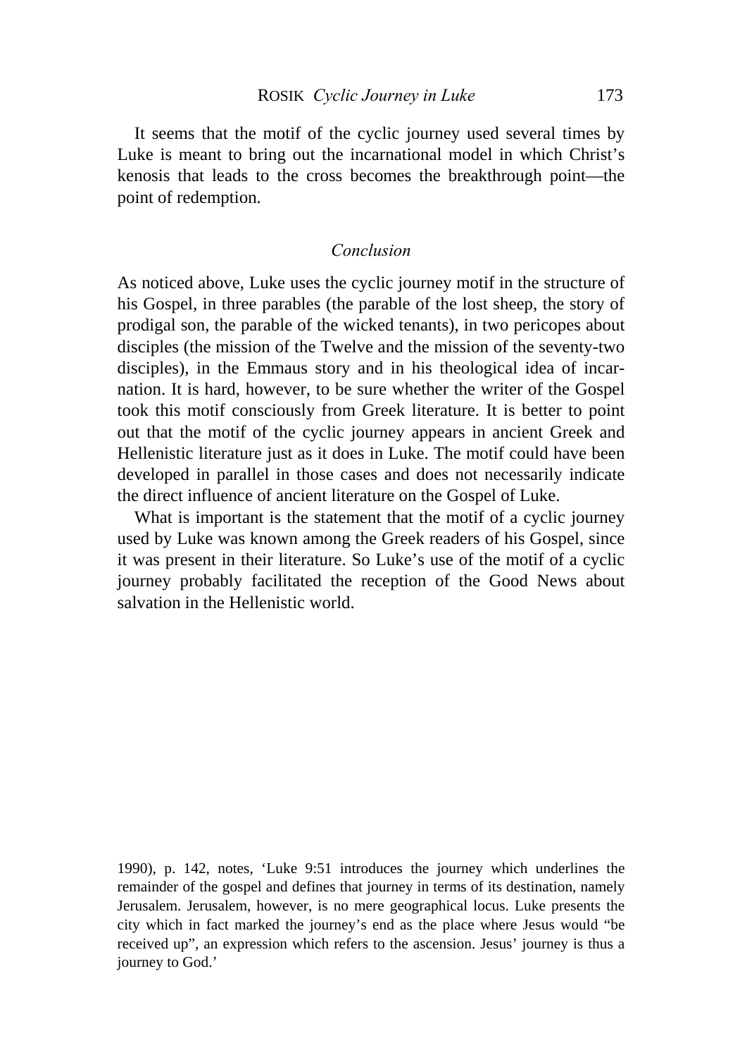It seems that the motif of the cyclic journey used several times by Luke is meant to bring out the incarnational model in which Christ's kenosis that leads to the cross becomes the breakthrough point—the point of redemption.

### *Conclusion*

As noticed above, Luke uses the cyclic journey motif in the structure of his Gospel, in three parables (the parable of the lost sheep, the story of prodigal son, the parable of the wicked tenants), in two pericopes about disciples (the mission of the Twelve and the mission of the seventy-two disciples), in the Emmaus story and in his theological idea of incarnation. It is hard, however, to be sure whether the writer of the Gospel took this motif consciously from Greek literature. It is better to point out that the motif of the cyclic journey appears in ancient Greek and Hellenistic literature just as it does in Luke. The motif could have been developed in parallel in those cases and does not necessarily indicate the direct influence of ancient literature on the Gospel of Luke.

What is important is the statement that the motif of a cyclic journey used by Luke was known among the Greek readers of his Gospel, since it was present in their literature. So Luke's use of the motif of a cyclic journey probably facilitated the reception of the Good News about salvation in the Hellenistic world.

1990), p. 142, notes, 'Luke 9:51 introduces the journey which underlines the remainder of the gospel and defines that journey in terms of its destination, namely Jerusalem. Jerusalem, however, is no mere geographical locus. Luke presents the city which in fact marked the journey's end as the place where Jesus would "be received up", an expression which refers to the ascension. Jesus' journey is thus a journey to God.'